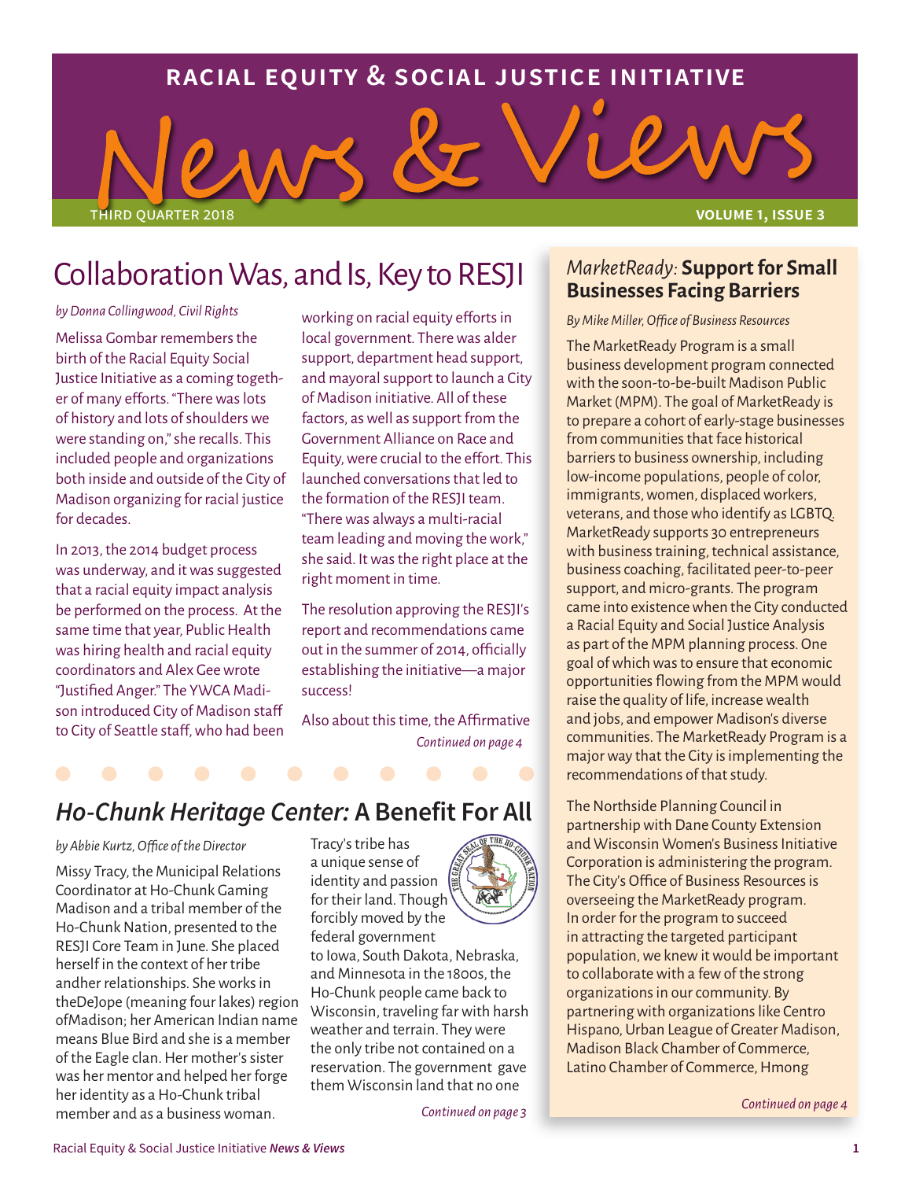# RACIAL EQUITY & SOCIAL JUSTICE INITIATIVE

# News & Views

THIRD QUARTER 2018 — VOLUME 1, ISSUE 3

## Collaboration Was, and Is, Key to RESJI

*by Donna Collingwood, Civil Rights*

Melissa Gombar remembers the birth of the Racial Equity Social Justice Initiative as a coming together of many efforts. "There was lots of history and lots of shoulders we were standing on," she recalls. This included people and organizations both inside and outside of the City of Madison organizing for racial justice for decades.

In 2013, the 2014 budget process was underway, and it was suggested that a racial equity impact analysis be performed on the process. At the same time that year, Public Health was hiring health and racial equity coordinators and Alex Gee wrote "Justified Anger." The YWCA Madison introduced City of Madison staff to City of Seattle staff, who had been working on racial equity efforts in local government. There was alder support, department head support, and mayoral support to launch a City of Madison initiative. All of these factors, as well as support from the Government Alliance on Race and Equity, were crucial to the effort. This launched conversations that led to the formation of the RESJI team. "There was always a multi-racial team leading and moving the work," she said. It was the right place at the right moment in time.

The resolution approving the RESJI's report and recommendations came out in the summer of 2014, officially establishing the initiative—a major success!

Also about this time, the Affirmative

*Continued on page 4*

## *Ho-Chunk Heritage Center:* A Benefit For All

*by Abbie Kurtz, Office of the Director*

Missy Tracy, the Municipal Relations Coordinator at Ho-Chunk Gaming Madison and a tribal member of the Ho-Chunk Nation, presented to the RESJI Core Team in June. She placed herself in the context of her tribe andher relationships. She works in theDeJope (meaning four lakes) region ofMadison; her American Indian name means Blue Bird and she is a member of the Eagle clan. Her mother's sister was her mentor and helped her forge her identity as a Ho-Chunk tribal member and as a business woman.

Tracy's tribe has a unique sense of identity and passion for their land. Though forcibly moved by the federal government to Iowa, South Dakota, Nebraska, and Minnesota in the 1800s, the Ho-Chunk people came back to Wisconsin, traveling far with harsh weather and terrain. They were the only tribe not contained on a reservation. The government gave them Wisconsin land that no one

*Continued on page 3*

## *MarketReady:* Support for Small Businesses Facing Barriers

*By Mike Miller, Office of Business Resources*

The MarketReady Program is a small business development program connected with the soon-to-be-built Madison Public Market (MPM). The goal of MarketReady is to prepare a cohort of early-stage businesses from communities that face historical barriers to business ownership, including low-income populations, people of color, immigrants, women, displaced workers, veterans, and those who identify as LGBTQ. MarketReady supports 30 entrepreneurs with business training, technical assistance, business coaching, facilitated peer-to-peer support, and micro-grants. The program came into existence when the City conducted a Racial Equity and Social Justice Analysis as part of the MPM planning process. One goal of which was to ensure that economic opportunities flowing from the MPM would raise the quality of life, increase wealth and jobs, and empower Madison's diverse communities. The MarketReady Program is a major way that the City is implementing the recommendations of that study.

The Northside Planning Council in partnership with Dane County Extension and Wisconsin Women's Business Initiative Corporation is administering the program. The City's Office of Business Resources is overseeing the MarketReady program. In order for the program to succeed in attracting the targeted participant population, we knew it would be important to collaborate with a few of the strong organizations in our community. By partnering with organizations like Centro Hispano, Urban League of Greater Madison, Madison Black Chamber of Commerce, Latino Chamber of Commerce, Hmong

*Continued on page 4*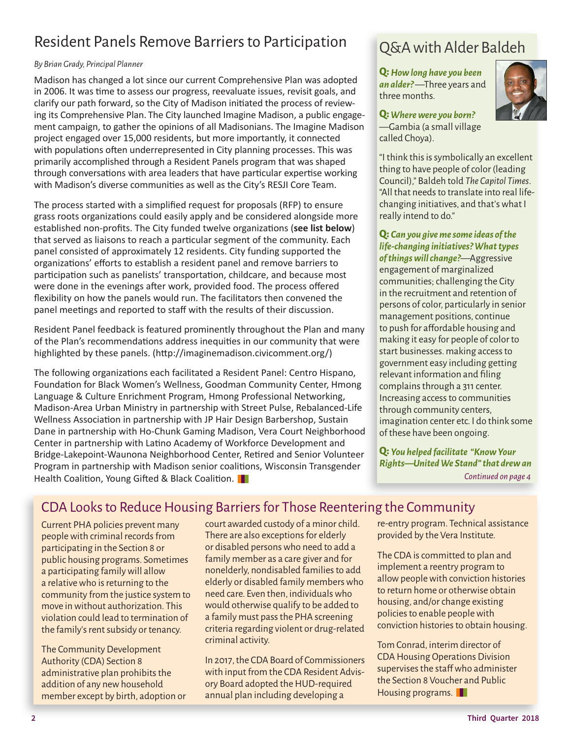## Resident Panels Remove Barriers to Participation

*By Brian Grady, Principal Planner*

Madison has changed a lot since our current Comprehensive Plan was adopted in 2006. It was time to assess our progress, reevaluate issues, revisit goals, and clarify our path forward, so the City of Madison initiated the process of reviewing its Comprehensive Plan. The City launched Imagine Madison, a public engagement campaign, to gather the opinions of all Madisonians. The Imagine Madison project engaged over 15,000 residents, but more importantly, it connected with populations often underrepresented in City planning processes. This was primarily accomplished through a Resident Panels program that was shaped through conversations with area leaders that have particular expertise working with Madison's diverse communities as well as the City's RESJI Core Team.

The process started with a simplified request for proposals (RFP) to ensure grass roots organizations could easily apply and be considered alongside more established non-profits. The City funded twelve organizations (**see list below**) that served as liaisons to reach a particular segment of the community. Each panel consisted of approximately 12 residents. City funding supported the organizations' efforts to establish a resident panel and remove barriers to participation such as panelists' transportation, childcare, and because most were done in the evenings after work, provided food. The process offered flexibility on how the panels would run. The facilitators then convened the panel meetings and reported to staff with the results of their discussion.

Resident Panel feedback is featured prominently throughout the Plan and many of the Plan's recommendations address inequities in our community that were highlighted by these panels. (http://imaginemadison.civicomment.org/)

The following organizations each facilitated a Resident Panel: Centro Hispano, Foundation for Black Women's Wellness, Goodman Community Center, Hmong Language & Culture Enrichment Program, Hmong Professional Networking, Madison-Area Urban Ministry in partnership with Street Pulse, Rebalanced-Life Wellness Association in partnership with JP Hair Design Barbershop, Sustain Dane in partnership with Ho-Chunk Gaming Madison, Vera Court Neighborhood Center in partnership with Latino Academy of Workforce Development and Bridge-Lakepoint-Waunona Neighborhood Center, Retired and Senior Volunteer Program in partnership with Madison senior coalitions, Wisconsin Transgender Health Coalition, Young Gifted & Black Coalition.

## Q&A with Alder Baldeh

**Q:** ***How long have you been an alder?***—Three years and three months.

**Q:** ***Where were you born?***—Gambia (a small village called Choya).

"I think this is symbolically an excellent thing to have people of color (leading Council)," Baldeh told *The Capitol Times*. "All that needs to translate into real life-changing initiatives, and that's what I really intend to do."

**Q:** ***Can you give me some ideas of the life-changing initiatives? What types of things will change?***—Aggressive engagement of marginalized communities; challenging the City in the recruitment and retention of persons of color, particularly in senior management positions, continue to push for affordable housing and making it easy for people of color to start businesses. making access to government easy including getting relevant information and filing complains through a 311 center. Increasing access to communities through community centers, imagination center etc. I do think some of these have been ongoing.

**Q:** ***You helped facilitate "Know Your Rights—United We Stand" that drew an***

*Continued on page 4*

## CDA Looks to Reduce Housing Barriers for Those Reentering the Community

Current PHA policies prevent many people with criminal records from participating in the Section 8 or public housing programs. Sometimes a participating family will allow a relative who is returning to the community from the justice system to move in without authorization. This violation could lead to termination of the family's rent subsidy or tenancy.

The Community Development Authority (CDA) Section 8 administrative plan prohibits the addition of any new household member except by birth, adoption or court awarded custody of a minor child. There are also exceptions for elderly or disabled persons who need to add a family member as a care giver and for nonelderly, nondisabled families to add elderly or disabled family members who need care. Even then, individuals who would otherwise qualify to be added to a family must pass the PHA screening criteria regarding violent or drug-related criminal activity.

In 2017, the CDA Board of Commissioners with input from the CDA Resident Advisory Board adopted the HUD-required annual plan including developing a re-entry program. Technical assistance provided by the Vera Institute.

The CDA is committed to plan and implement a reentry program to allow people with conviction histories to return home or otherwise obtain housing, and/or change existing policies to enable people with conviction histories to obtain housing.

Tom Conrad, interim director of CDA Housing Operations Division supervises the staff who administer the Section 8 Voucher and Public Housing programs.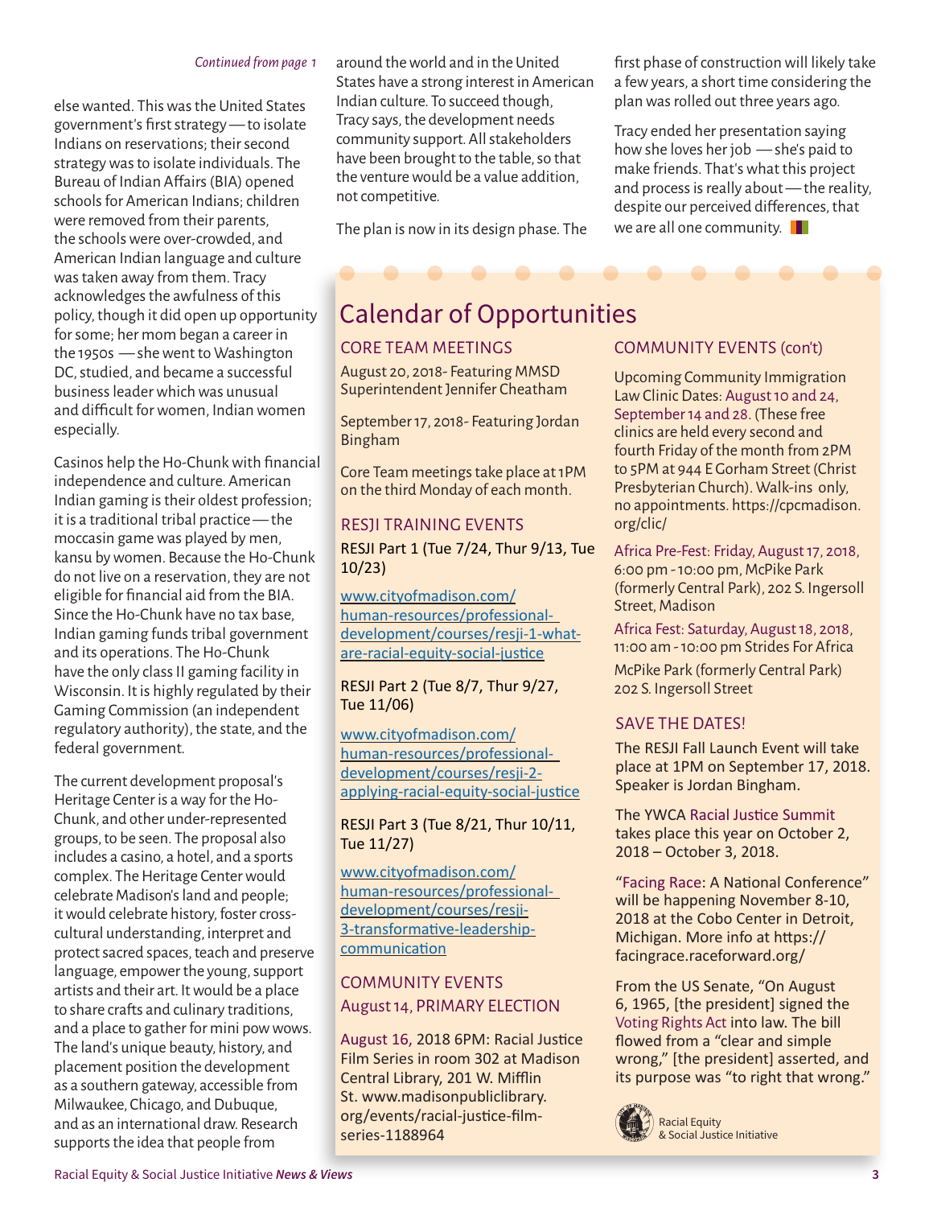*Continued from page 1*

else wanted. This was the United States government's first strategy — to isolate Indians on reservations; their second strategy was to isolate individuals. The Bureau of Indian Affairs (BIA) opened schools for American Indians; children were removed from their parents, the schools were over-crowded, and American Indian language and culture was taken away from them. Tracy acknowledges the awfulness of this policy, though it did open up opportunity for some; her mom began a career in the 1950s — she went to Washington DC, studied, and became a successful business leader which was unusual and difficult for women, Indian women especially.

Casinos help the Ho-Chunk with financial independence and culture. American Indian gaming is their oldest profession; it is a traditional tribal practice — the moccasin game was played by men, kansu by women. Because the Ho-Chunk do not live on a reservation, they are not eligible for financial aid from the BIA. Since the Ho-Chunk have no tax base, Indian gaming funds tribal government and its operations. The Ho-Chunk have the only class II gaming facility in Wisconsin. It is highly regulated by their Gaming Commission (an independent regulatory authority), the state, and the federal government.

The current development proposal's Heritage Center is a way for the Ho-Chunk, and other under-represented groups, to be seen. The proposal also includes a casino, a hotel, and a sports complex. The Heritage Center would celebrate Madison's land and people; it would celebrate history, foster cross-cultural understanding, interpret and protect sacred spaces, teach and preserve language, empower the young, support artists and their art. It would be a place to share crafts and culinary traditions, and a place to gather for mini pow wows. The land's unique beauty, history, and placement position the development as a southern gateway, accessible from Milwaukee, Chicago, and Dubuque, and as an international draw. Research supports the idea that people from around the world and in the United States have a strong interest in American Indian culture. To succeed though, Tracy says, the development needs community support. All stakeholders have been brought to the table, so that the venture would be a value addition, not competitive.

The plan is now in its design phase. The first phase of construction will likely take a few years, a short time considering the plan was rolled out three years ago.

Tracy ended her presentation saying how she loves her job — she's paid to make friends. That's what this project and process is really about — the reality, despite our perceived differences, that we are all one community.

## Calendar of Opportunities

### CORE TEAM MEETINGS

August 20, 2018- Featuring MMSD Superintendent Jennifer Cheatham

September 17, 2018- Featuring Jordan Bingham

Core Team meetings take place at 1PM on the third Monday of each month.

### RESJI TRAINING EVENTS

RESJI Part 1 (Tue 7/24, Thur 9/13, Tue 10/23)

www.cityofmadison.com/human-resources/professional-development/courses/resji-1-what-are-racial-equity-social-justice

RESJI Part 2 (Tue 8/7, Thur 9/27, Tue 11/06)

www.cityofmadison.com/human-resources/professional-development/courses/resji-2-applying-racial-equity-social-justice

RESJI Part 3 (Tue 8/21, Thur 10/11, Tue 11/27)

www.cityofmadison.com/human-resources/professional-development/courses/resji-3-transformative-leadership-communication

### COMMUNITY EVENTS

### August 14, PRIMARY ELECTION

August 16, 2018 6PM: Racial Justice Film Series in room 302 at Madison Central Library, 201 W. Mifflin St. www.madisonpubliclibrary.org/events/racial-justice-film-series-1188964

### COMMUNITY EVENTS (con't)

Upcoming Community Immigration Law Clinic Dates: August 10 and 24, September 14 and 28. (These free clinics are held every second and fourth Friday of the month from 2PM to 5PM at 944 E Gorham Street (Christ Presbyterian Church). Walk-ins only, no appointments. https://cpcmadison.org/clic/

Africa Pre-Fest: Friday, August 17, 2018, 6:00 pm - 10:00 pm, McPike Park (formerly Central Park), 202 S. Ingersoll Street, Madison

Africa Fest: Saturday, August 18, 2018, 11:00 am - 10:00 pm Strides For Africa McPike Park (formerly Central Park) 202 S. Ingersoll Street

### SAVE THE DATES!

The RESJI Fall Launch Event will take place at 1PM on September 17, 2018. Speaker is Jordan Bingham.

The YWCA Racial Justice Summit takes place this year on October 2, 2018 – October 3, 2018.

"Facing Race: A National Conference" will be happening November 8-10, 2018 at the Cobo Center in Detroit, Michigan. More info at https://facingrace.raceforward.org/

From the US Senate, "On August 6, 1965, [the president] signed the Voting Rights Act into law. The bill flowed from a "clear and simple wrong," [the president] asserted, and its purpose was "to right that wrong."

Racial Equity & Social Justice Initiative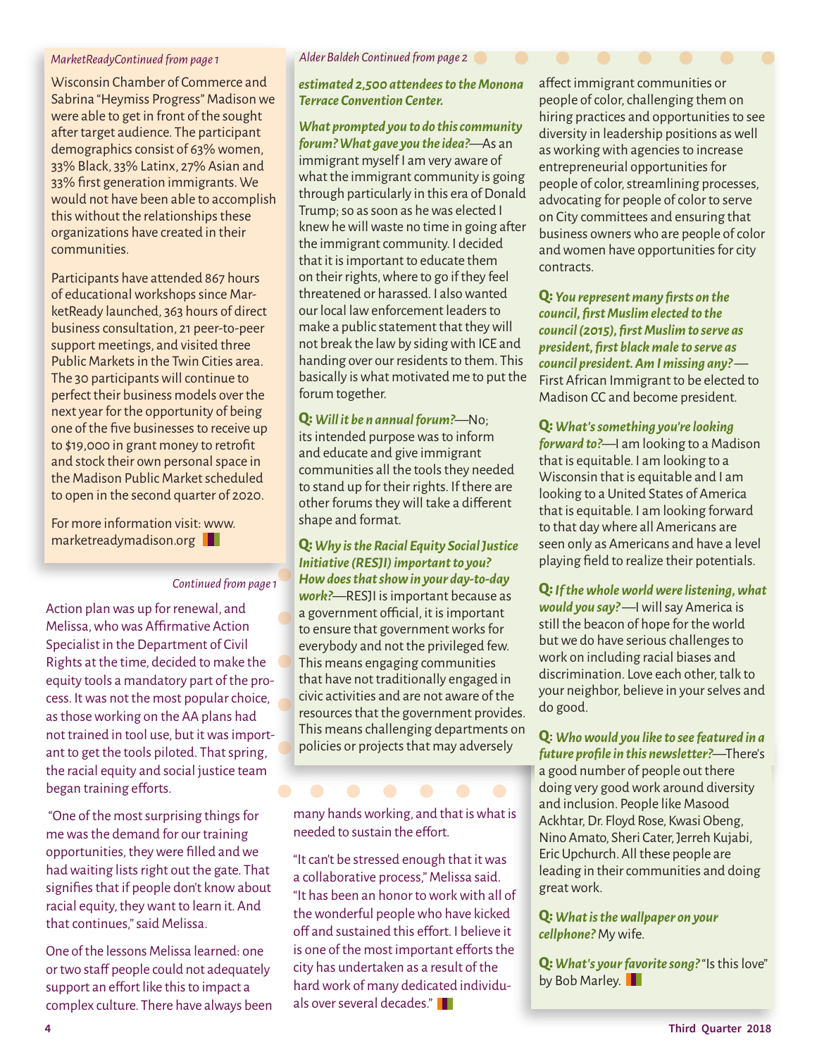*MarketReadyContinued from page 1*

Wisconsin Chamber of Commerce and Sabrina "Heymiss Progress" Madison we were able to get in front of the sought after target audience. The participant demographics consist of 63% women, 33% Black, 33% Latinx, 27% Asian and 33% first generation immigrants. We would not have been able to accomplish this without the relationships these organizations have created in their communities.

Participants have attended 867 hours of educational workshops since MarketReady launched, 363 hours of direct business consultation, 21 peer-to-peer support meetings, and visited three Public Markets in the Twin Cities area. The 30 participants will continue to perfect their business models over the next year for the opportunity of being one of the five businesses to receive up to $19,000 in grant money to retrofit and stock their own personal space in the Madison Public Market scheduled to open in the second quarter of 2020.

For more information visit: www.marketreadymadison.org

*Continued from page 1*

Action plan was up for renewal, and Melissa, who was Affirmative Action Specialist in the Department of Civil Rights at the time, decided to make the equity tools a mandatory part of the process. It was not the most popular choice, as those working on the AA plans had not trained in tool use, but it was important to get the tools piloted. That spring, the racial equity and social justice team began training efforts.

"One of the most surprising things for me was the demand for our training opportunities, they were filled and we had waiting lists right out the gate. That signifies that if people don't know about racial equity, they want to learn it. And that continues," said Melissa.

One of the lessons Melissa learned: one or two staff people could not adequately support an effort like this to impact a complex culture. There have always been many hands working, and that is what is needed to sustain the effort.

"It can't be stressed enough that it was a collaborative process," Melissa said. "It has been an honor to work with all of the wonderful people who have kicked off and sustained this effort. I believe it is one of the most important efforts the city has undertaken as a result of the hard work of many dedicated individuals over several decades."

*Alder Baldeh Continued from page 2*

***estimated 2,500 attendees to the Monona Terrace Convention Center.***

***What prompted you to do this community forum? What gave you the idea?***—As an immigrant myself I am very aware of what the immigrant community is going through particularly in this era of Donald Trump; so as soon as he was elected I knew he will waste no time in going after the immigrant community. I decided that it is important to educate them on their rights, where to go if they feel threatened or harassed. I also wanted our local law enforcement leaders to make a public statement that they will not break the law by siding with ICE and handing over our residents to them. This basically is what motivated me to put the forum together.

**Q:** ***Will it be n annual forum?***—No; its intended purpose was to inform and educate and give immigrant communities all the tools they needed to stand up for their rights. If there are other forums they will take a different shape and format.

**Q:** ***Why is the Racial Equity Social Justice Initiative (RESJI) important to you? How does that show in your day-to-day work?***—RESJI is important because as a government official, it is important to ensure that government works for everybody and not the privileged few. This means engaging communities that have not traditionally engaged in civic activities and are not aware of the resources that the government provides. This means challenging departments on policies or projects that may adversely affect immigrant communities or people of color, challenging them on hiring practices and opportunities to see diversity in leadership positions as well as working with agencies to increase entrepreneurial opportunities for people of color, streamlining processes, advocating for people of color to serve on City committees and ensuring that business owners who are people of color and women have opportunities for city contracts.

**Q:** ***You represent many firsts on the council, first Muslim elected to the council (2015), first Muslim to serve as president, first black male to serve as council president. Am I missing any?***—First African Immigrant to be elected to Madison CC and become president.

**Q:** ***What's something you're looking forward to?***—I am looking to a Madison that is equitable. I am looking to a Wisconsin that is equitable and I am looking to a United States of America that is equitable. I am looking forward to that day where all Americans are seen only as Americans and have a level playing field to realize their potentials.

**Q:** ***If the whole world were listening, what would you say?***—I will say America is still the beacon of hope for the world but we do have serious challenges to work on including racial biases and discrimination. Love each other, talk to your neighbor, believe in your selves and do good.

**Q:** ***Who would you like to see featured in a future profile in this newsletter?***—There's a good number of people out there doing very good work around diversity and inclusion. People like Masood Ackhtar, Dr. Floyd Rose, Kwasi Obeng, Nino Amato, Sheri Cater, Jerreh Kujabi, Eric Upchurch. All these people are leading in their communities and doing great work.

**Q:** ***What is the wallpaper on your cellphone?*** My wife.

**Q:** ***What's your favorite song?*** "Is this love" by Bob Marley.